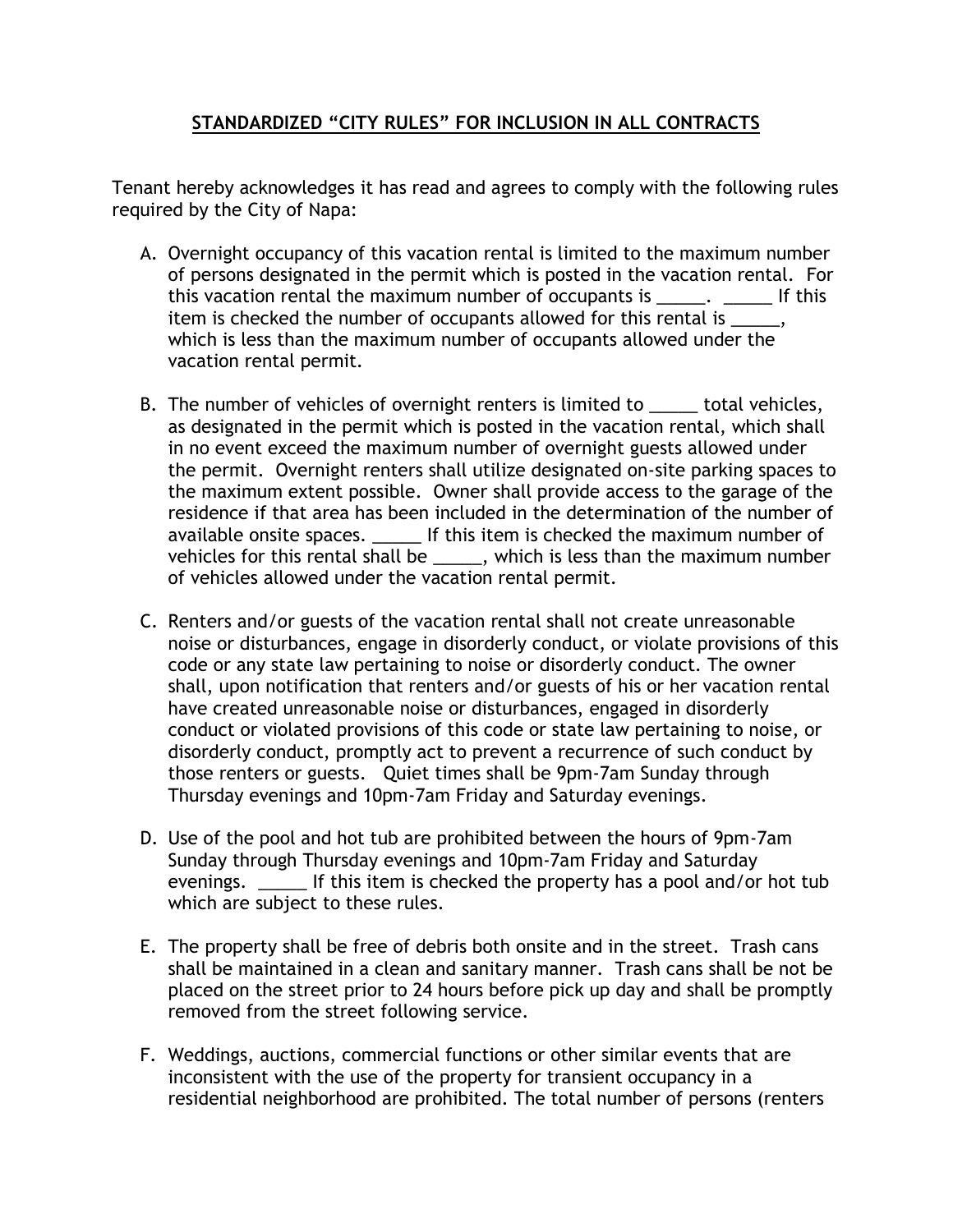## STANDARDIZED "CITY RULES" FOR INCLUSION IN ALL CONTRACTS

Tenant hereby acknowledges it has read and agrees to comply with the following rules required by the City of Napa:

A. Overnight occupancy of this vacation rental is limited to the maximum number of persons designated in the permit which is posted in the vacation rental. For this vacation rental the maximum number of occupants is _____. _____ If this item is checked the number of occupants allowed for this rental is _____, which is less than the maximum number of occupants allowed under the vacation rental permit.

B. The number of vehicles of overnight renters is limited to _____ total vehicles, as designated in the permit which is posted in the vacation rental, which shall in no event exceed the maximum number of overnight guests allowed under the permit. Overnight renters shall utilize designated on-site parking spaces to the maximum extent possible. Owner shall provide access to the garage of the residence if that area has been included in the determination of the number of available onsite spaces. _____ If this item is checked the maximum number of vehicles for this rental shall be _____, which is less than the maximum number of vehicles allowed under the vacation rental permit.

C. Renters and/or guests of the vacation rental shall not create unreasonable noise or disturbances, engage in disorderly conduct, or violate provisions of this code or any state law pertaining to noise or disorderly conduct. The owner shall, upon notification that renters and/or guests of his or her vacation rental have created unreasonable noise or disturbances, engaged in disorderly conduct or violated provisions of this code or state law pertaining to noise, or disorderly conduct, promptly act to prevent a recurrence of such conduct by those renters or guests. Quiet times shall be 9pm-7am Sunday through Thursday evenings and 10pm-7am Friday and Saturday evenings.

D. Use of the pool and hot tub are prohibited between the hours of 9pm-7am Sunday through Thursday evenings and 10pm-7am Friday and Saturday evenings. _____ If this item is checked the property has a pool and/or hot tub which are subject to these rules.

E. The property shall be free of debris both onsite and in the street. Trash cans shall be maintained in a clean and sanitary manner. Trash cans shall be not be placed on the street prior to 24 hours before pick up day and shall be promptly removed from the street following service.

F. Weddings, auctions, commercial functions or other similar events that are inconsistent with the use of the property for transient occupancy in a residential neighborhood are prohibited. The total number of persons (renters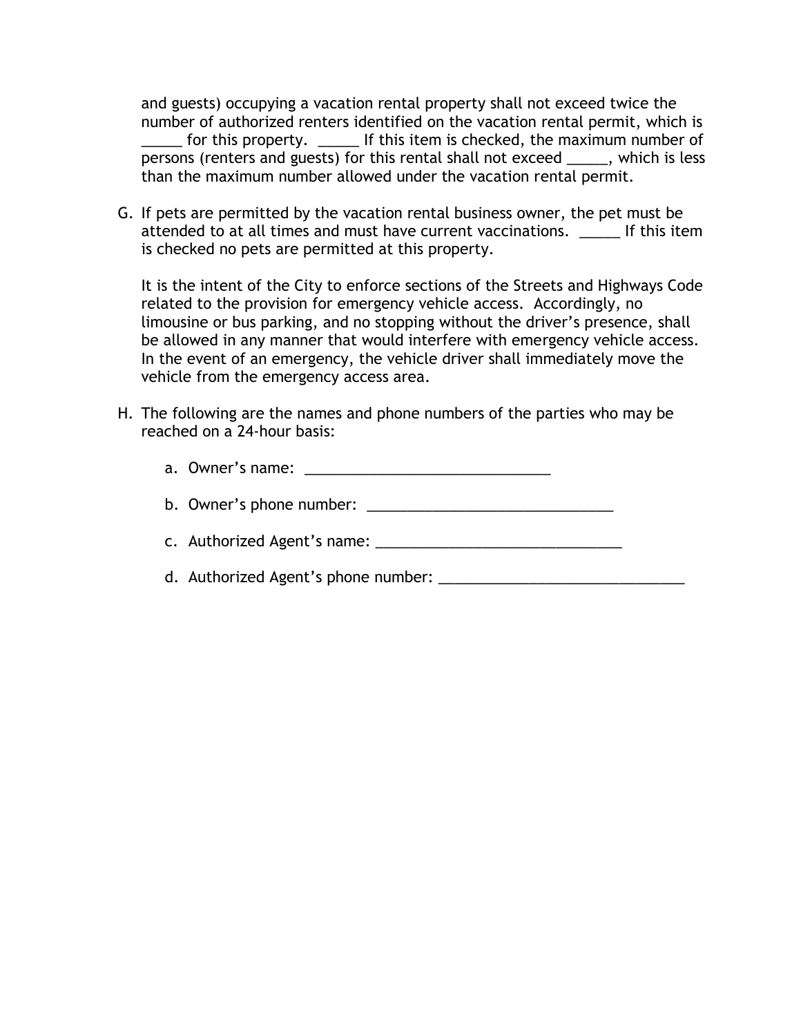and guests) occupying a vacation rental property shall not exceed twice the number of authorized renters identified on the vacation rental permit, which is _____ for this property. _____ If this item is checked, the maximum number of persons (renters and guests) for this rental shall not exceed _____, which is less than the maximum number allowed under the vacation rental permit.

G. If pets are permitted by the vacation rental business owner, the pet must be attended to at all times and must have current vaccinations. _____ If this item is checked no pets are permitted at this property.

   It is the intent of the City to enforce sections of the Streets and Highways Code related to the provision for emergency vehicle access. Accordingly, no limousine or bus parking, and no stopping without the driver's presence, shall be allowed in any manner that would interfere with emergency vehicle access. In the event of an emergency, the vehicle driver shall immediately move the vehicle from the emergency access area.

H. The following are the names and phone numbers of the parties who may be reached on a 24-hour basis:

   a. Owner's name: ______________________________

   b. Owner's phone number: ______________________________

   c. Authorized Agent's name: ______________________________

   d. Authorized Agent's phone number: ______________________________